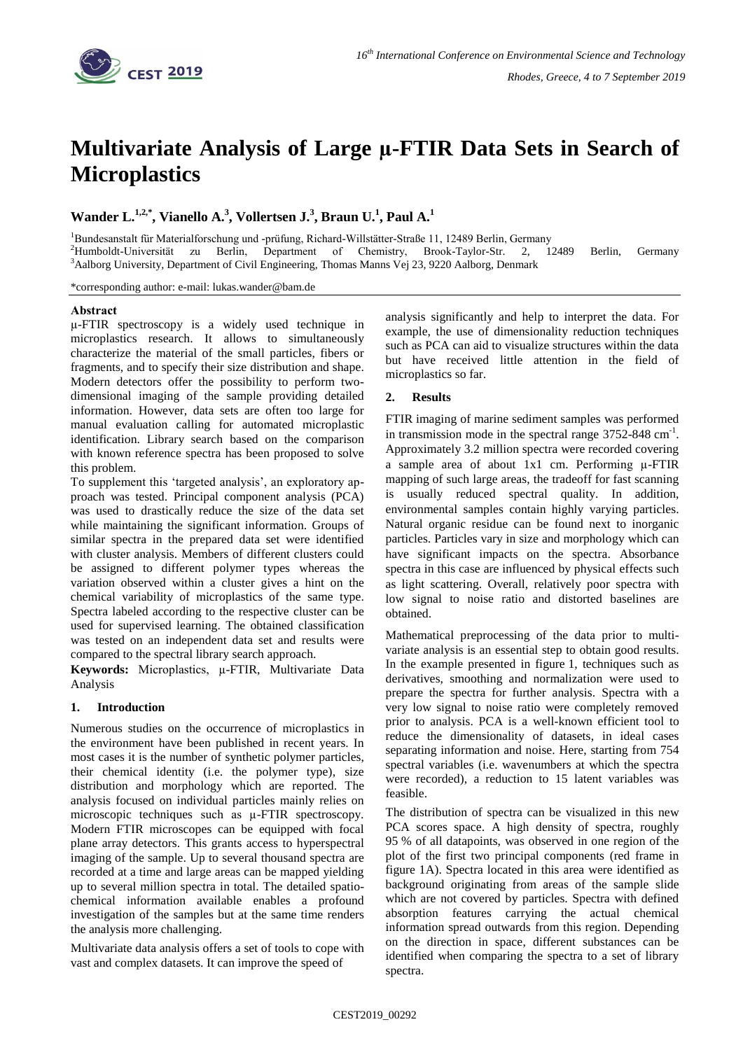# Multivariate Analysis of Large µ-FTIR Data Sets in Search of Microplastics

**Wander L.[1,2,*], Vianello A.[3], Vollertsen J.[3], Braun U.[1], Paul A.[1]**

[1]Bundesanstalt für Materialforschung und -prüfung, Richard-Willstätter-Straße 11, 12489 Berlin, Germany
[2]Humboldt-Universität zu Berlin, Department of Chemistry, Brook-Taylor-Str. 2, 12489 Berlin, Germany
[3]Aalborg University, Department of Civil Engineering, Thomas Manns Vej 23, 9220 Aalborg, Denmark

*corresponding author: e-mail: lukas.wander@bam.de

### Abstract

µ-FTIR spectroscopy is a widely used technique in microplastics research. It allows to simultaneously characterize the material of the small particles, fibers or fragments, and to specify their size distribution and shape. Modern detectors offer the possibility to perform two-dimensional imaging of the sample providing detailed information. However, data sets are often too large for manual evaluation calling for automated microplastic identification. Library search based on the comparison with known reference spectra has been proposed to solve this problem.

To supplement this 'targeted analysis', an exploratory approach was tested. Principal component analysis (PCA) was used to drastically reduce the size of the data set while maintaining the significant information. Groups of similar spectra in the prepared data set were identified with cluster analysis. Members of different clusters could be assigned to different polymer types whereas the variation observed within a cluster gives a hint on the chemical variability of microplastics of the same type. Spectra labeled according to the respective cluster can be used for supervised learning. The obtained classification was tested on an independent data set and results were compared to the spectral library search approach.

**Keywords:** Microplastics, µ-FTIR, Multivariate Data Analysis

## 1. Introduction

Numerous studies on the occurrence of microplastics in the environment have been published in recent years. In most cases it is the number of synthetic polymer particles, their chemical identity (i.e. the polymer type), size distribution and morphology which are reported. The analysis focused on individual particles mainly relies on microscopic techniques such as µ-FTIR spectroscopy. Modern FTIR microscopes can be equipped with focal plane array detectors. This grants access to hyperspectral imaging of the sample. Up to several thousand spectra are recorded at a time and large areas can be mapped yielding up to several million spectra in total. The detailed spatio-chemical information available enables a profound investigation of the samples but at the same time renders the analysis more challenging.

Multivariate data analysis offers a set of tools to cope with vast and complex datasets. It can improve the speed of analysis significantly and help to interpret the data. For example, the use of dimensionality reduction techniques such as PCA can aid to visualize structures within the data but have received little attention in the field of microplastics so far.

## 2. Results

FTIR imaging of marine sediment samples was performed in transmission mode in the spectral range 3752-848 cm$^{-1}$. Approximately 3.2 million spectra were recorded covering a sample area of about 1x1 cm. Performing µ-FTIR mapping of such large areas, the tradeoff for fast scanning is usually reduced spectral quality. In addition, environmental samples contain highly varying particles. Natural organic residue can be found next to inorganic particles. Particles vary in size and morphology which can have significant impacts on the spectra. Absorbance spectra in this case are influenced by physical effects such as light scattering. Overall, relatively poor spectra with low signal to noise ratio and distorted baselines are obtained.

Mathematical preprocessing of the data prior to multivariate analysis is an essential step to obtain good results. In the example presented in figure 1, techniques such as derivatives, smoothing and normalization were used to prepare the spectra for further analysis. Spectra with a very low signal to noise ratio were completely removed prior to analysis. PCA is a well-known efficient tool to reduce the dimensionality of datasets, in ideal cases separating information and noise. Here, starting from 754 spectral variables (i.e. wavenumbers at which the spectra were recorded), a reduction to 15 latent variables was feasible.

The distribution of spectra can be visualized in this new PCA scores space. A high density of spectra, roughly 95 % of all datapoints, was observed in one region of the plot of the first two principal components (red frame in figure 1A). Spectra located in this area were identified as background originating from areas of the sample slide which are not covered by particles. Spectra with defined absorption features carrying the actual chemical information spread outwards from this region. Depending on the direction in space, different substances can be identified when comparing the spectra to a set of library spectra.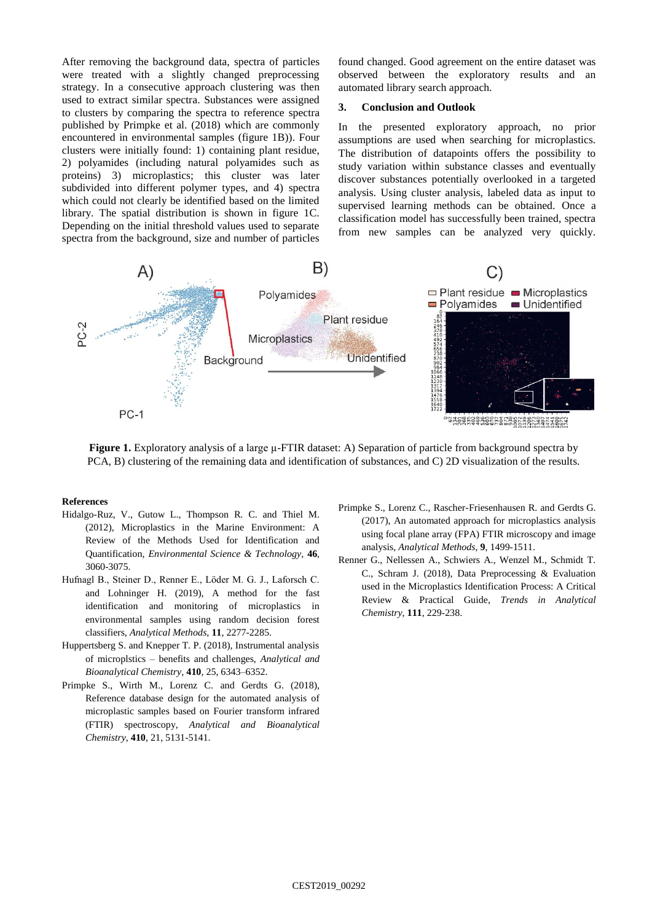After removing the background data, spectra of particles were treated with a slightly changed preprocessing strategy. In a consecutive approach clustering was then used to extract similar spectra. Substances were assigned to clusters by comparing the spectra to reference spectra published by Primpke et al. (2018) which are commonly encountered in environmental samples (figure 1B)). Four clusters were initially found: 1) containing plant residue, 2) polyamides (including natural polyamides such as proteins) 3) microplastics; this cluster was later subdivided into different polymer types, and 4) spectra which could not clearly be identified based on the limited library. The spatial distribution is shown in figure 1C. Depending on the initial threshold values used to separate spectra from the background, size and number of particles found changed. Good agreement on the entire dataset was observed between the exploratory results and an automated library search approach.

## 3. Conclusion and Outlook

In the presented exploratory approach, no prior assumptions are used when searching for microplastics. The distribution of datapoints offers the possibility to study variation within substance classes and eventually discover substances potentially overlooked in a targeted analysis. Using cluster analysis, labeled data as input to supervised learning methods can be obtained. Once a classification model has successfully been trained, spectra from new samples can be analyzed very quickly.

A)

PC-2

PC-1

Background

B)

Polyamides

Plant residue

Microplastics

Unidentified

C)

Plant residue

Microplastics

Polyamides

Unidentified

**Figure 1.** Exploratory analysis of a large μ-FTIR dataset: A) Separation of particle from background spectra by PCA, B) clustering of the remaining data and identification of substances, and C) 2D visualization of the results.

### References

Hidalgo-Ruz, V., Gutow L., Thompson R. C. and Thiel M. (2012), Microplastics in the Marine Environment: A Review of the Methods Used for Identification and Quantification, *Environmental Science & Technology*, **46**, 3060-3075.

Hufnagl B., Steiner D., Renner E., Löder M. G. J., Laforsch C. and Lohninger H. (2019), A method for the fast identification and monitoring of microplastics in environmental samples using random decision forest classifiers, *Analytical Methods*, **11**, 2277-2285.

Huppertsberg S. and Knepper T. P. (2018), Instrumental analysis of microplstics – benefits and challenges, *Analytical and Bioanalytical Chemistry*, **410**, 25, 6343–6352.

Primpke S., Wirth M., Lorenz C. and Gerdts G. (2018), Reference database design for the automated analysis of microplastic samples based on Fourier transform infrared (FTIR) spectroscopy, *Analytical and Bioanalytical Chemistry*, **410**, 21, 5131-5141.

Primpke S., Lorenz C., Rascher-Friesenhausen R. and Gerdts G. (2017), An automated approach for microplastics analysis using focal plane array (FPA) FTIR microscopy and image analysis, *Analytical Methods*, **9**, 1499-1511.

Renner G., Nellessen A., Schwiers A., Wenzel M., Schmidt T. C., Schram J. (2018), Data Preprocessing & Evaluation used in the Microplastics Identification Process: A Critical Review & Practical Guide, *Trends in Analytical Chemistry*, **111**, 229-238.